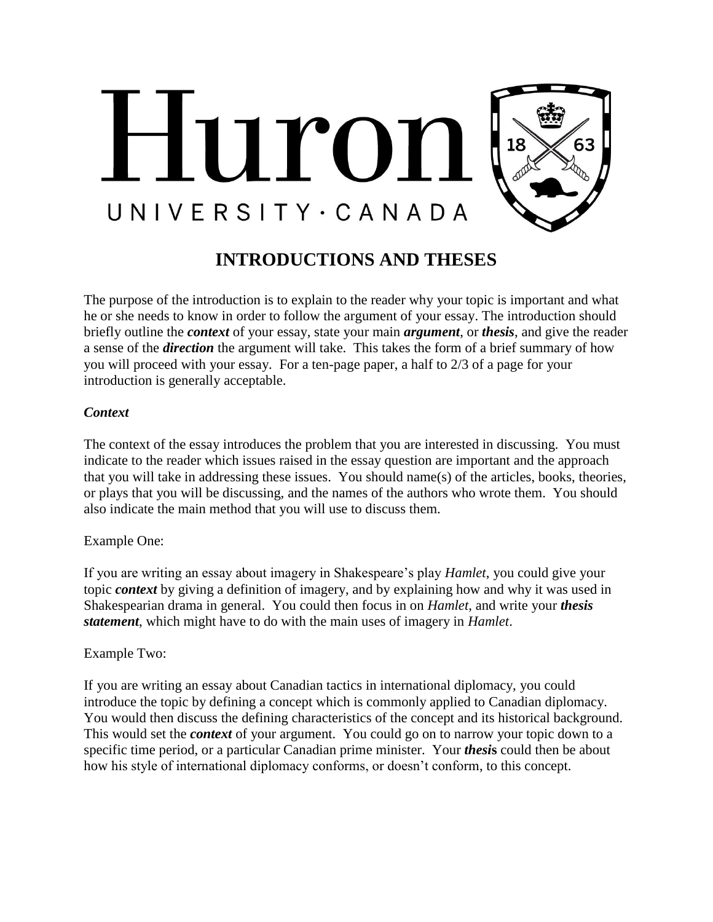# INTRODUCTIONS AND THESES

The purpose of the introduction is to explain to the reader why your topic is important and what he or she needs to know in order to follow the argument of your essay. The introduction should briefly outline the ***context*** of your essay, state your main ***argument***, or ***thesis***, and give the reader a sense of the ***direction*** the argument will take. This takes the form of a brief summary of how you will proceed with your essay. For a ten-page paper, a half to 2/3 of a page for your introduction is generally acceptable.

### *Context*

The context of the essay introduces the problem that you are interested in discussing. You must indicate to the reader which issues raised in the essay question are important and the approach that you will take in addressing these issues. You should name(s) of the articles, books, theories, or plays that you will be discussing, and the names of the authors who wrote them. You should also indicate the main method that you will use to discuss them.

Example One:

If you are writing an essay about imagery in Shakespeare's play *Hamlet*, you could give your topic ***context*** by giving a definition of imagery, and by explaining how and why it was used in Shakespearian drama in general. You could then focus in on *Hamlet*, and write your ***thesis statement***, which might have to do with the main uses of imagery in *Hamlet*.

Example Two:

If you are writing an essay about Canadian tactics in international diplomacy, you could introduce the topic by defining a concept which is commonly applied to Canadian diplomacy. You would then discuss the defining characteristics of the concept and its historical background. This would set the ***context*** of your argument. You could go on to narrow your topic down to a specific time period, or a particular Canadian prime minister. Your ***thesis*** could then be about how his style of international diplomacy conforms, or doesn't conform, to this concept.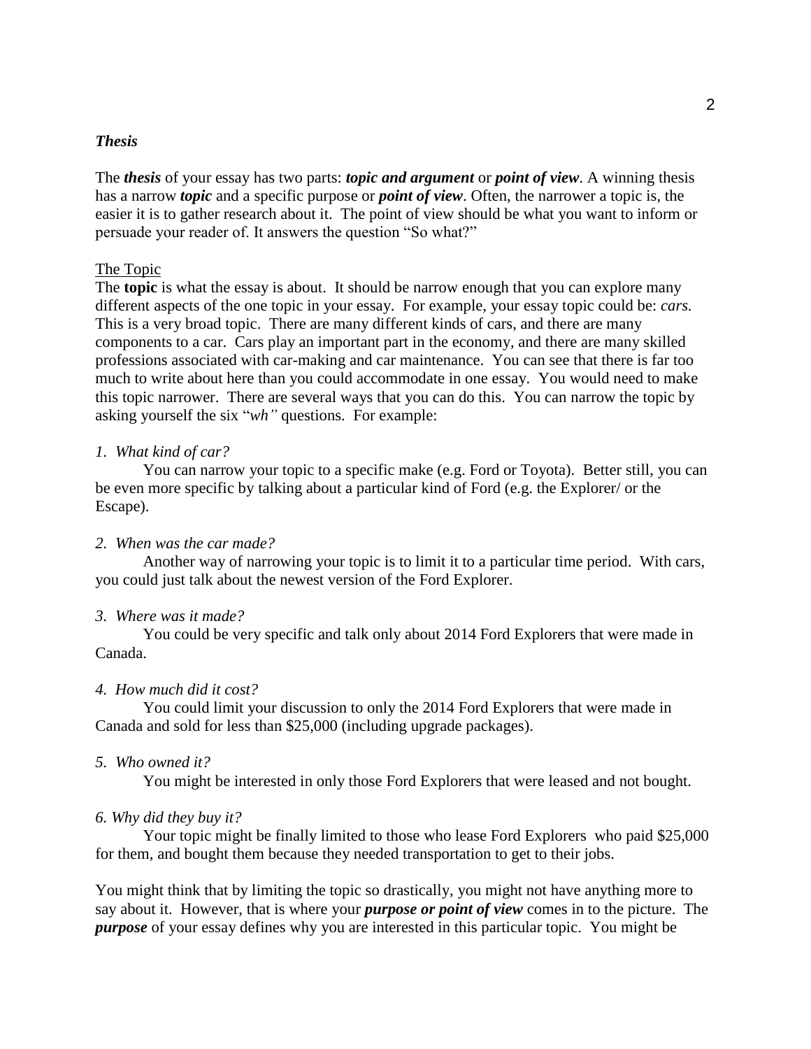## *Thesis*

The ***thesis*** of your essay has two parts: ***topic and argument*** or ***point of view***. A winning thesis has a narrow ***topic*** and a specific purpose or ***point of view***. Often, the narrower a topic is, the easier it is to gather research about it. The point of view should be what you want to inform or persuade your reader of. It answers the question "So what?"

### The Topic

The **topic** is what the essay is about. It should be narrow enough that you can explore many different aspects of the one topic in your essay. For example, your essay topic could be: *cars.* This is a very broad topic. There are many different kinds of cars, and there are many components to a car. Cars play an important part in the economy, and there are many skilled professions associated with car-making and car maintenance. You can see that there is far too much to write about here than you could accommodate in one essay. You would need to make this topic narrower. There are several ways that you can do this. You can narrow the topic by asking yourself the six "*wh"* questions. For example:

*1. What kind of car?*

You can narrow your topic to a specific make (e.g. Ford or Toyota). Better still, you can be even more specific by talking about a particular kind of Ford (e.g. the Explorer/ or the Escape).

*2. When was the car made?*

Another way of narrowing your topic is to limit it to a particular time period. With cars, you could just talk about the newest version of the Ford Explorer.

*3. Where was it made?*

You could be very specific and talk only about 2014 Ford Explorers that were made in Canada.

*4. How much did it cost?*

You could limit your discussion to only the 2014 Ford Explorers that were made in Canada and sold for less than $25,000 (including upgrade packages).

*5. Who owned it?*

You might be interested in only those Ford Explorers that were leased and not bought.

*6. Why did they buy it?*

Your topic might be finally limited to those who lease Ford Explorers who paid $25,000 for them, and bought them because they needed transportation to get to their jobs.

You might think that by limiting the topic so drastically, you might not have anything more to say about it. However, that is where your ***purpose or point of view*** comes in to the picture. The ***purpose*** of your essay defines why you are interested in this particular topic. You might be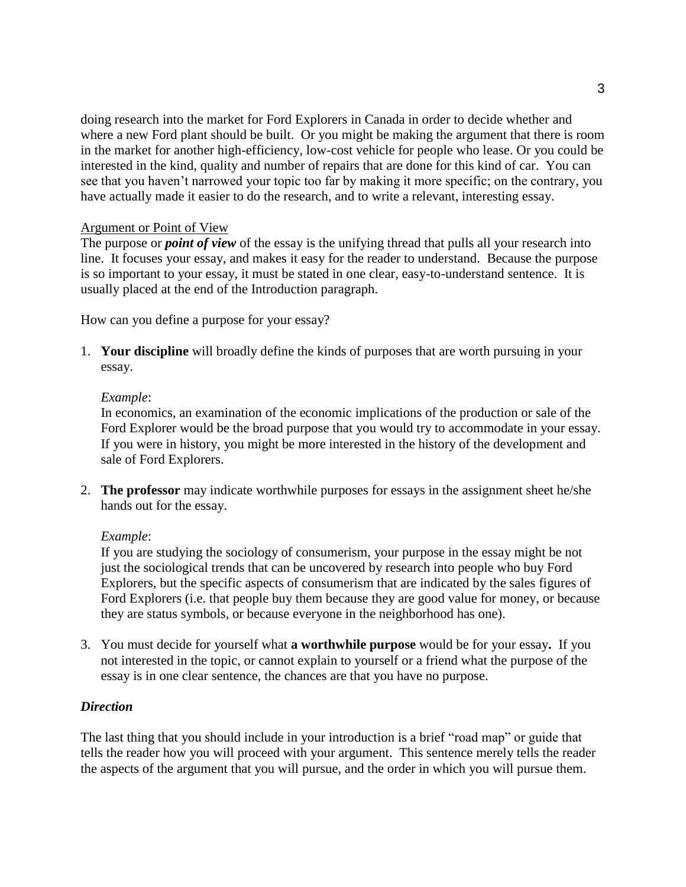doing research into the market for Ford Explorers in Canada in order to decide whether and where a new Ford plant should be built. Or you might be making the argument that there is room in the market for another high-efficiency, low-cost vehicle for people who lease. Or you could be interested in the kind, quality and number of repairs that are done for this kind of car. You can see that you haven't narrowed your topic too far by making it more specific; on the contrary, you have actually made it easier to do the research, and to write a relevant, interesting essay.

## Argument or Point of View

The purpose or ***point of view*** of the essay is the unifying thread that pulls all your research into line. It focuses your essay, and makes it easy for the reader to understand. Because the purpose is so important to your essay, it must be stated in one clear, easy-to-understand sentence. It is usually placed at the end of the Introduction paragraph.

How can you define a purpose for your essay?

1. **Your discipline** will broadly define the kinds of purposes that are worth pursuing in your essay.

   *Example*:
   In economics, an examination of the economic implications of the production or sale of the Ford Explorer would be the broad purpose that you would try to accommodate in your essay. If you were in history, you might be more interested in the history of the development and sale of Ford Explorers.

2. **The professor** may indicate worthwhile purposes for essays in the assignment sheet he/she hands out for the essay.

   *Example*:
   If you are studying the sociology of consumerism, your purpose in the essay might be not just the sociological trends that can be uncovered by research into people who buy Ford Explorers, but the specific aspects of consumerism that are indicated by the sales figures of Ford Explorers (i.e. that people buy them because they are good value for money, or because they are status symbols, or because everyone in the neighborhood has one).

3. You must decide for yourself what **a worthwhile purpose** would be for your essay**.** If you not interested in the topic, or cannot explain to yourself or a friend what the purpose of the essay is in one clear sentence, the chances are that you have no purpose.

### *Direction*

The last thing that you should include in your introduction is a brief "road map" or guide that tells the reader how you will proceed with your argument. This sentence merely tells the reader the aspects of the argument that you will pursue, and the order in which you will pursue them.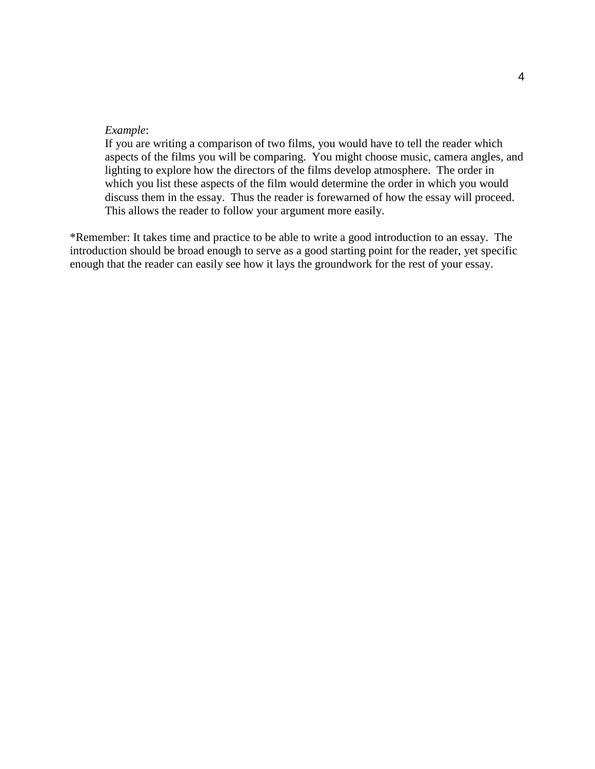> *Example*:
> If you are writing a comparison of two films, you would have to tell the reader which aspects of the films you will be comparing. You might choose music, camera angles, and lighting to explore how the directors of the films develop atmosphere. The order in which you list these aspects of the film would determine the order in which you would discuss them in the essay. Thus the reader is forewarned of how the essay will proceed. This allows the reader to follow your argument more easily.

*Remember: It takes time and practice to be able to write a good introduction to an essay. The introduction should be broad enough to serve as a good starting point for the reader, yet specific enough that the reader can easily see how it lays the groundwork for the rest of your essay.